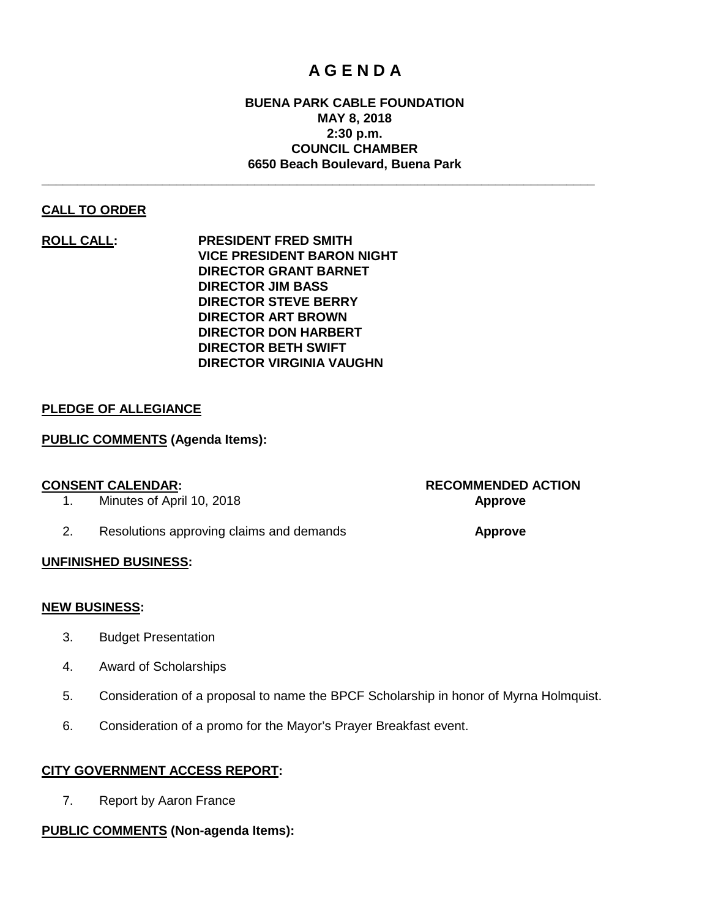# A G E N D A

**BUENA PARK CABLE FOUNDATION**
**MAY 8, 2018**
**2:30 p.m.**
**COUNCIL CHAMBER**
**6650 Beach Boulevard, Buena Park**

---

**CALL TO ORDER**

**ROLL CALL:**

**PRESIDENT FRED SMITH**
**VICE PRESIDENT BARON NIGHT**
**DIRECTOR GRANT BARNET**
**DIRECTOR JIM BASS**
**DIRECTOR STEVE BERRY**
**DIRECTOR ART BROWN**
**DIRECTOR DON HARBERT**
**DIRECTOR BETH SWIFT**
**DIRECTOR VIRGINIA VAUGHN**

**PLEDGE OF ALLEGIANCE**

**PUBLIC COMMENTS (Agenda Items):**

**CONSENT CALENDAR:**

| | | RECOMMENDED ACTION |
|---|---|---|
| 1. | Minutes of April 10, 2018 | **Approve** |
| 2. | Resolutions approving claims and demands | **Approve** |

**UNFINISHED BUSINESS:**

**NEW BUSINESS:**

3. Budget Presentation
4. Award of Scholarships
5. Consideration of a proposal to name the BPCF Scholarship in honor of Myrna Holmquist.
6. Consideration of a promo for the Mayor's Prayer Breakfast event.

**CITY GOVERNMENT ACCESS REPORT:**

7. Report by Aaron France

**PUBLIC COMMENTS (Non-agenda Items):**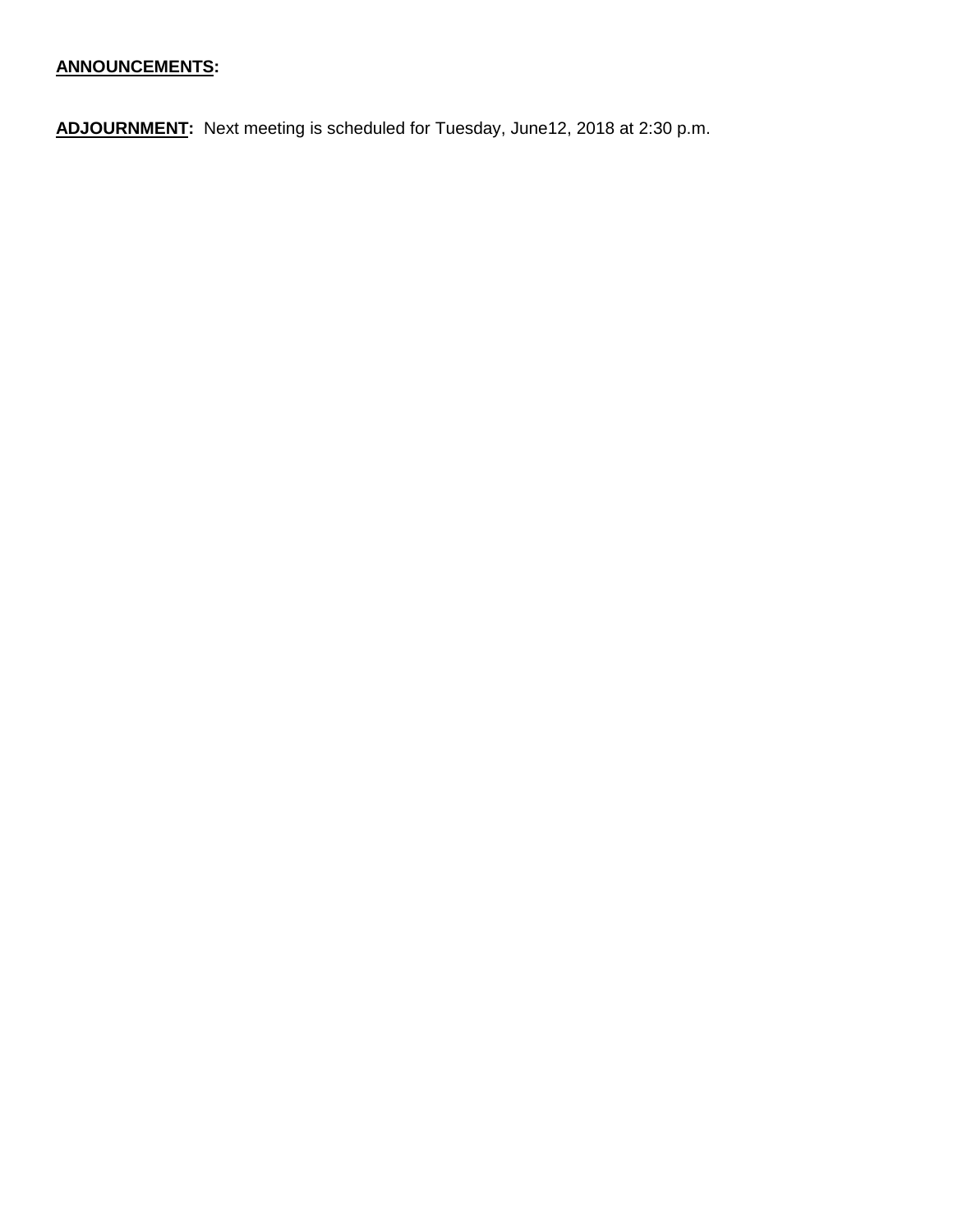**ANNOUNCEMENTS:**

**ADJOURNMENT:** Next meeting is scheduled for Tuesday, June12, 2018 at 2:30 p.m.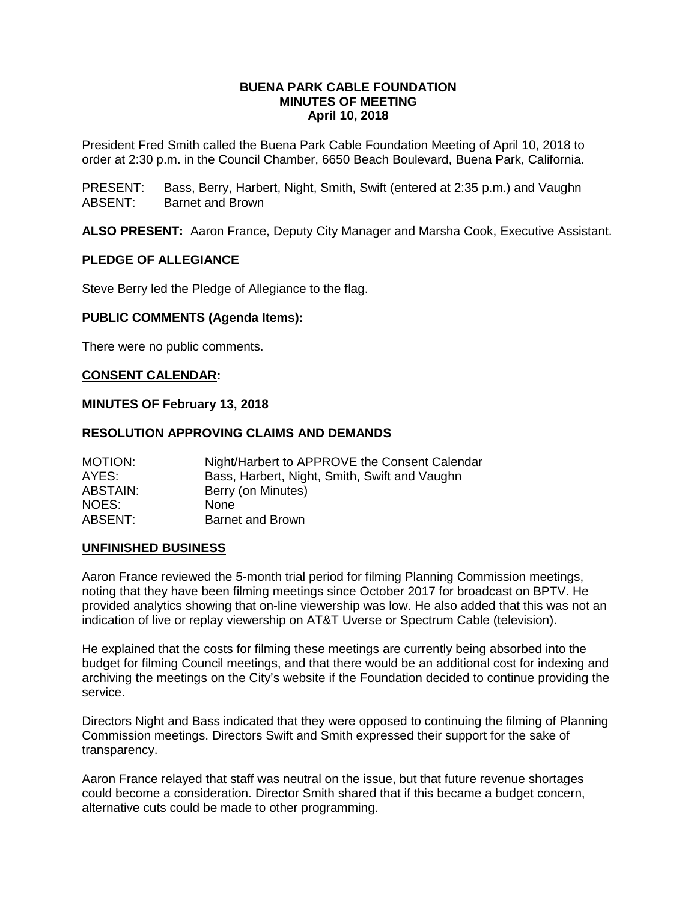**BUENA PARK CABLE FOUNDATION**
**MINUTES OF MEETING**
**April 10, 2018**

President Fred Smith called the Buena Park Cable Foundation Meeting of April 10, 2018 to order at 2:30 p.m. in the Council Chamber, 6650 Beach Boulevard, Buena Park, California.

PRESENT: Bass, Berry, Harbert, Night, Smith, Swift (entered at 2:35 p.m.) and Vaughn
ABSENT: Barnet and Brown

**ALSO PRESENT:** Aaron France, Deputy City Manager and Marsha Cook, Executive Assistant.

## PLEDGE OF ALLEGIANCE

Steve Berry led the Pledge of Allegiance to the flag.

## PUBLIC COMMENTS (Agenda Items):

There were no public comments.

## CONSENT CALENDAR:

### MINUTES OF February 13, 2018

### RESOLUTION APPROVING CLAIMS AND DEMANDS

MOTION: Night/Harbert to APPROVE the Consent Calendar
AYES: Bass, Harbert, Night, Smith, Swift and Vaughn
ABSTAIN: Berry (on Minutes)
NOES: None
ABSENT: Barnet and Brown

## UNFINISHED BUSINESS

Aaron France reviewed the 5-month trial period for filming Planning Commission meetings, noting that they have been filming meetings since October 2017 for broadcast on BPTV. He provided analytics showing that on-line viewership was low. He also added that this was not an indication of live or replay viewership on AT&T Uverse or Spectrum Cable (television).

He explained that the costs for filming these meetings are currently being absorbed into the budget for filming Council meetings, and that there would be an additional cost for indexing and archiving the meetings on the City's website if the Foundation decided to continue providing the service.

Directors Night and Bass indicated that they were opposed to continuing the filming of Planning Commission meetings. Directors Swift and Smith expressed their support for the sake of transparency.

Aaron France relayed that staff was neutral on the issue, but that future revenue shortages could become a consideration. Director Smith shared that if this became a budget concern, alternative cuts could be made to other programming.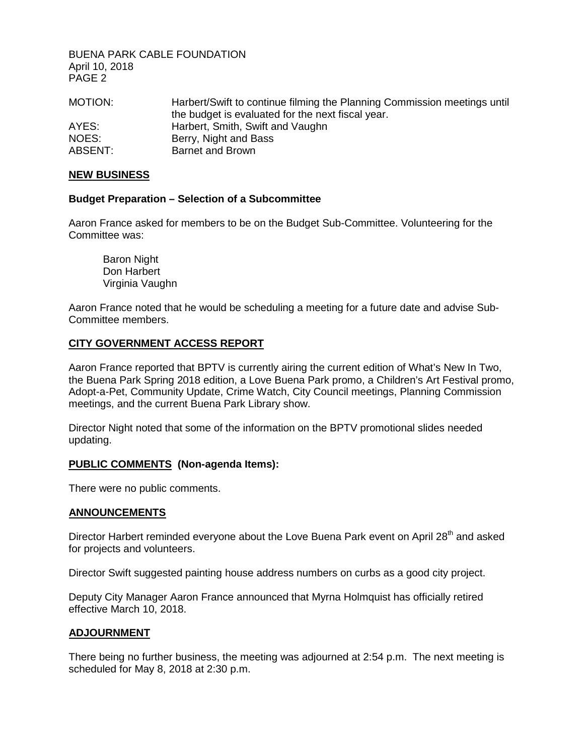| | |
|---|---|
| MOTION: | Harbert/Swift to continue filming the Planning Commission meetings until the budget is evaluated for the next fiscal year. |
| AYES: | Harbert, Smith, Swift and Vaughn |
| NOES: | Berry, Night and Bass |
| ABSENT: | Barnet and Brown |

## NEW BUSINESS

### Budget Preparation – Selection of a Subcommittee

Aaron France asked for members to be on the Budget Sub-Committee. Volunteering for the Committee was:

Baron Night
Don Harbert
Virginia Vaughn

Aaron France noted that he would be scheduling a meeting for a future date and advise Sub-Committee members.

## CITY GOVERNMENT ACCESS REPORT

Aaron France reported that BPTV is currently airing the current edition of What's New In Two, the Buena Park Spring 2018 edition, a Love Buena Park promo, a Children's Art Festival promo, Adopt-a-Pet, Community Update, Crime Watch, City Council meetings, Planning Commission meetings, and the current Buena Park Library show.

Director Night noted that some of the information on the BPTV promotional slides needed updating.

## PUBLIC COMMENTS (Non-agenda Items):

There were no public comments.

## ANNOUNCEMENTS

Director Harbert reminded everyone about the Love Buena Park event on April 28th and asked for projects and volunteers.

Director Swift suggested painting house address numbers on curbs as a good city project.

Deputy City Manager Aaron France announced that Myrna Holmquist has officially retired effective March 10, 2018.

## ADJOURNMENT

There being no further business, the meeting was adjourned at 2:54 p.m. The next meeting is scheduled for May 8, 2018 at 2:30 p.m.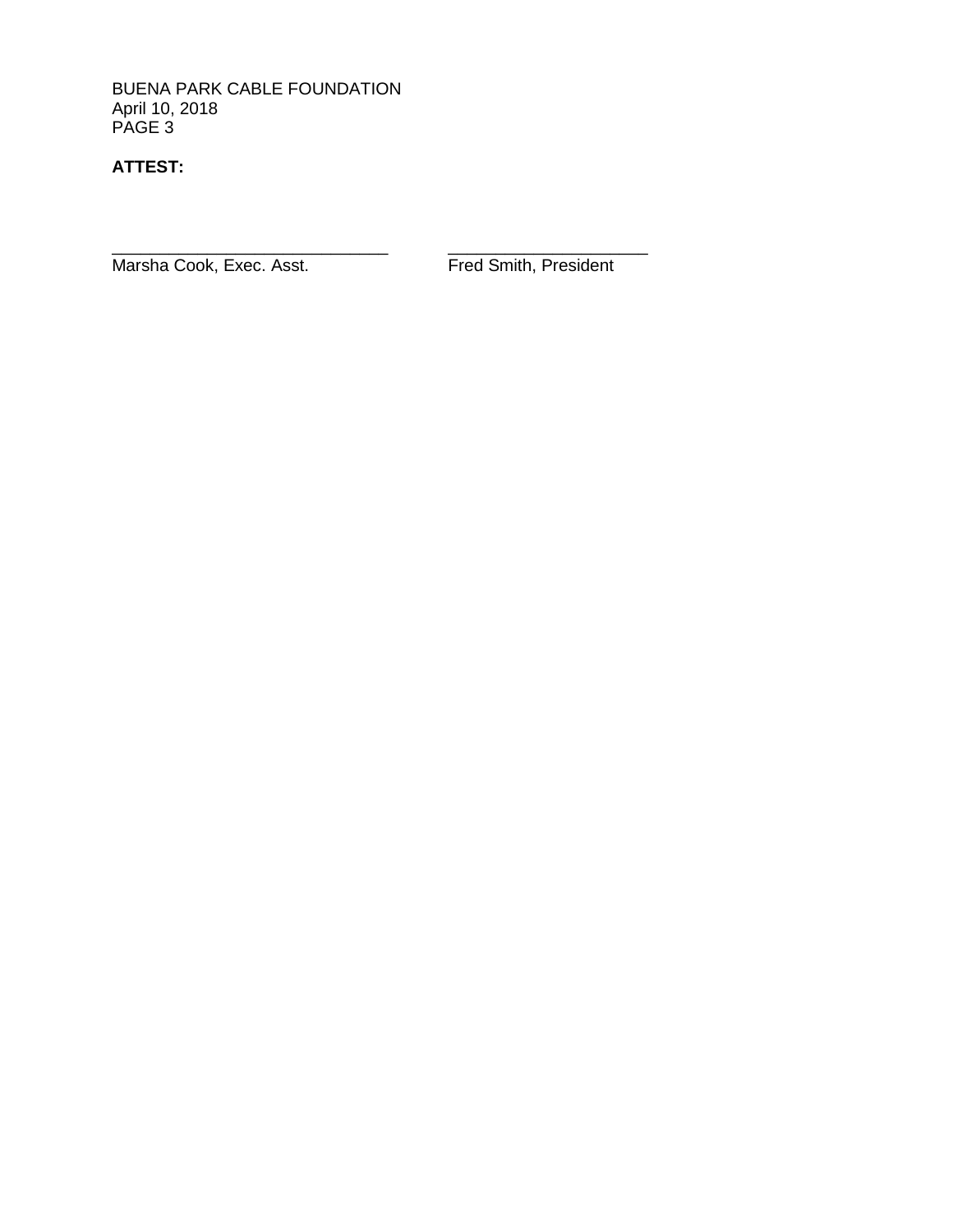**ATTEST:**

\_\_\_\_\_\_\_\_\_\_\_\_\_\_\_\_\_\_\_\_\_\_\_\_\_\_\_\_\_\_ \_\_\_\_\_\_\_\_\_\_\_\_\_\_\_\_\_\_\_\_\_\_

Marsha Cook, Exec. Asst. Fred Smith, President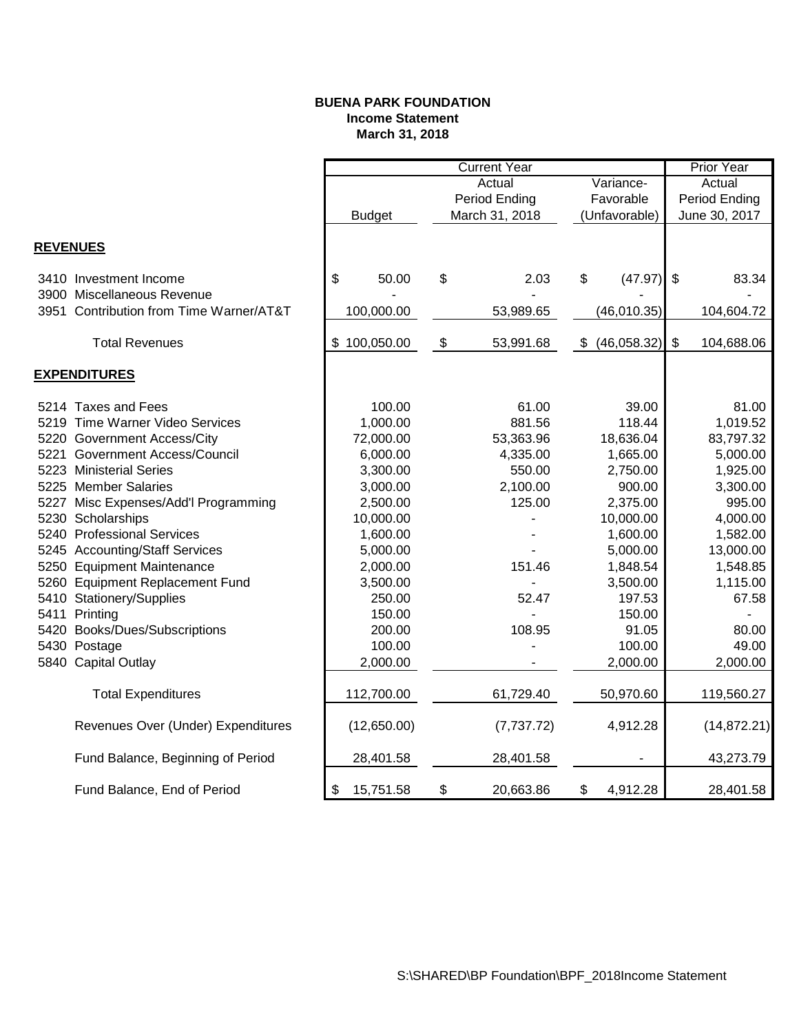**BUENA PARK FOUNDATION**
**Income Statement**
**March 31, 2018**

| | Current Year | | | Prior Year |
|---|---|---|---|---|
| | Budget | Actual Period Ending March 31, 2018 | Variance- Favorable (Unfavorable) | Actual Period Ending June 30, 2017 |
| **REVENUES** | | | | |
| 3410 Investment Income | $ 50.00 | $ 2.03 | $ (47.97) | $ 83.34 |
| 3900 Miscellaneous Revenue | - | - | - | - |
| 3951 Contribution from Time Warner/AT&T | 100,000.00 | 53,989.65 | (46,010.35) | 104,604.72 |
| Total Revenues | $ 100,050.00 | $ 53,991.68 | $ (46,058.32) | $ 104,688.06 |
| **EXPENDITURES** | | | | |
| 5214 Taxes and Fees | 100.00 | 61.00 | 39.00 | 81.00 |
| 5219 Time Warner Video Services | 1,000.00 | 881.56 | 118.44 | 1,019.52 |
| 5220 Government Access/City | 72,000.00 | 53,363.96 | 18,636.04 | 83,797.32 |
| 5221 Government Access/Council | 6,000.00 | 4,335.00 | 1,665.00 | 5,000.00 |
| 5223 Ministerial Series | 3,300.00 | 550.00 | 2,750.00 | 1,925.00 |
| 5225 Member Salaries | 3,000.00 | 2,100.00 | 900.00 | 3,300.00 |
| 5227 Misc Expenses/Add'l Programming | 2,500.00 | 125.00 | 2,375.00 | 995.00 |
| 5230 Scholarships | 10,000.00 | - | 10,000.00 | 4,000.00 |
| 5240 Professional Services | 1,600.00 | - | 1,600.00 | 1,582.00 |
| 5245 Accounting/Staff Services | 5,000.00 | - | 5,000.00 | 13,000.00 |
| 5250 Equipment Maintenance | 2,000.00 | 151.46 | 1,848.54 | 1,548.85 |
| 5260 Equipment Replacement Fund | 3,500.00 | - | 3,500.00 | 1,115.00 |
| 5410 Stationery/Supplies | 250.00 | 52.47 | 197.53 | 67.58 |
| 5411 Printing | 150.00 | - | 150.00 | - |
| 5420 Books/Dues/Subscriptions | 200.00 | 108.95 | 91.05 | 80.00 |
| 5430 Postage | 100.00 | - | 100.00 | 49.00 |
| 5840 Capital Outlay | 2,000.00 | - | 2,000.00 | 2,000.00 |
| Total Expenditures | 112,700.00 | 61,729.40 | 50,970.60 | 119,560.27 |
| Revenues Over (Under) Expenditures | (12,650.00) | (7,737.72) | 4,912.28 | (14,872.21) |
| Fund Balance, Beginning of Period | 28,401.58 | 28,401.58 | - | 43,273.79 |
| Fund Balance, End of Period | $ 15,751.58 | $ 20,663.86 | $ 4,912.28 | 28,401.58 |

S:\SHARED\BP Foundation\BPF_2018Income Statement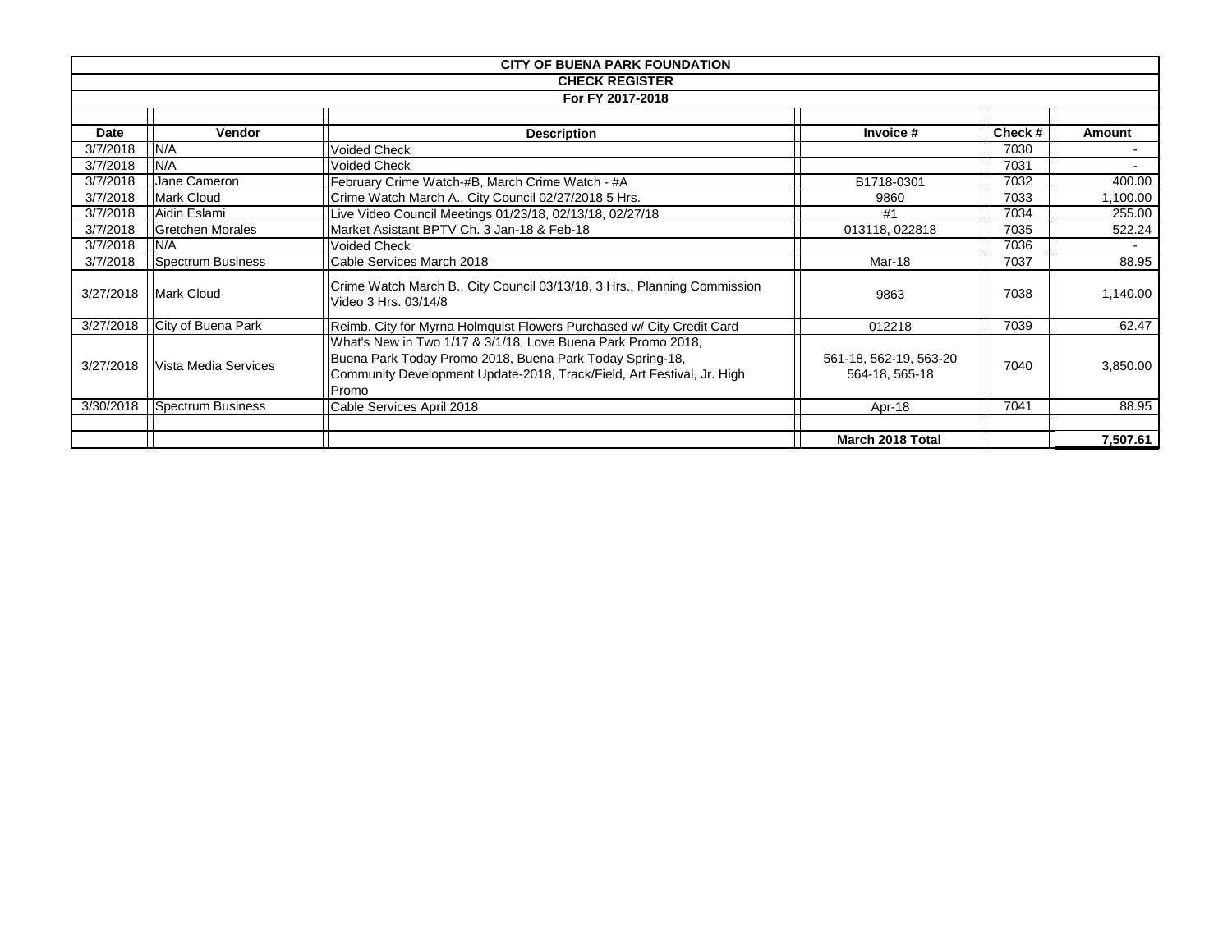**CITY OF BUENA PARK FOUNDATION**

**CHECK REGISTER**

**For FY 2017-2018**

| Date | Vendor | Description | Invoice # | Check # | Amount |
|---|---|---|---|---|---|
| 3/7/2018 | N/A | Voided Check | | 7030 | - |
| 3/7/2018 | N/A | Voided Check | | 7031 | - |
| 3/7/2018 | Jane Cameron | February Crime Watch-#B, March Crime Watch - #A | B1718-0301 | 7032 | 400.00 |
| 3/7/2018 | Mark Cloud | Crime Watch March A., City Council 02/27/2018 5 Hrs. | 9860 | 7033 | 1,100.00 |
| 3/7/2018 | Aidin Eslami | Live Video Council Meetings 01/23/18, 02/13/18, 02/27/18 | #1 | 7034 | 255.00 |
| 3/7/2018 | Gretchen Morales | Market Asistant BPTV Ch. 3 Jan-18 & Feb-18 | 013118, 022818 | 7035 | 522.24 |
| 3/7/2018 | N/A | Voided Check | | 7036 | - |
| 3/7/2018 | Spectrum Business | Cable Services March 2018 | Mar-18 | 7037 | 88.95 |
| 3/27/2018 | Mark Cloud | Crime Watch March B., City Council 03/13/18, 3 Hrs., Planning Commission Video 3 Hrs. 03/14/8 | 9863 | 7038 | 1,140.00 |
| 3/27/2018 | City of Buena Park | Reimb. City for Myrna Holmquist Flowers Purchased w/ City Credit Card | 012218 | 7039 | 62.47 |
| 3/27/2018 | Vista Media Services | What's New in Two 1/17 & 3/1/18, Love Buena Park Promo 2018, Buena Park Today Promo 2018, Buena Park Today Spring-18, Community Development Update-2018, Track/Field, Art Festival, Jr. High Promo | 561-18, 562-19, 563-20 564-18, 565-18 | 7040 | 3,850.00 |
| 3/30/2018 | Spectrum Business | Cable Services April 2018 | Apr-18 | 7041 | 88.95 |
| | | | | | |
| | | | **March 2018 Total** | | **7,507.61** |